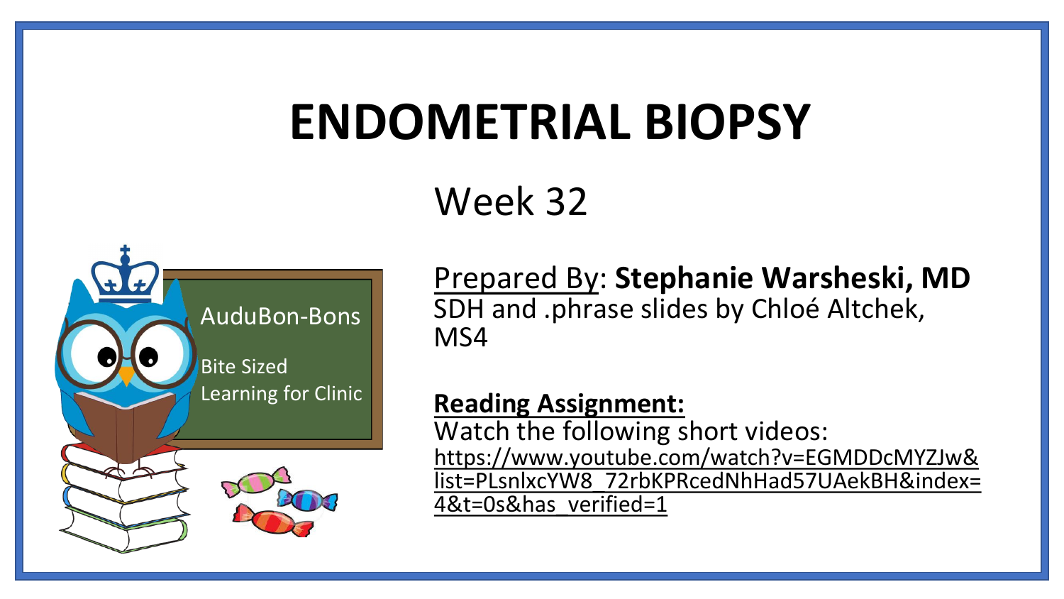# ENDOMETRIAL BIOPSY

## Week 32

AuduBon-Bons

Bite Sized Learning for Clinic

Prepared By: **Stephanie Warsheski, MD**
SDH and .phrase slides by Chloé Altchek, MS4

**Reading Assignment:**
Watch the following short videos:
https://www.youtube.com/watch?v=EGMDDcMYZJw&list=PLsnlxcYW8_72rbKPRcedNhHad57UAekBH&index=4&t=0s&has_verified=1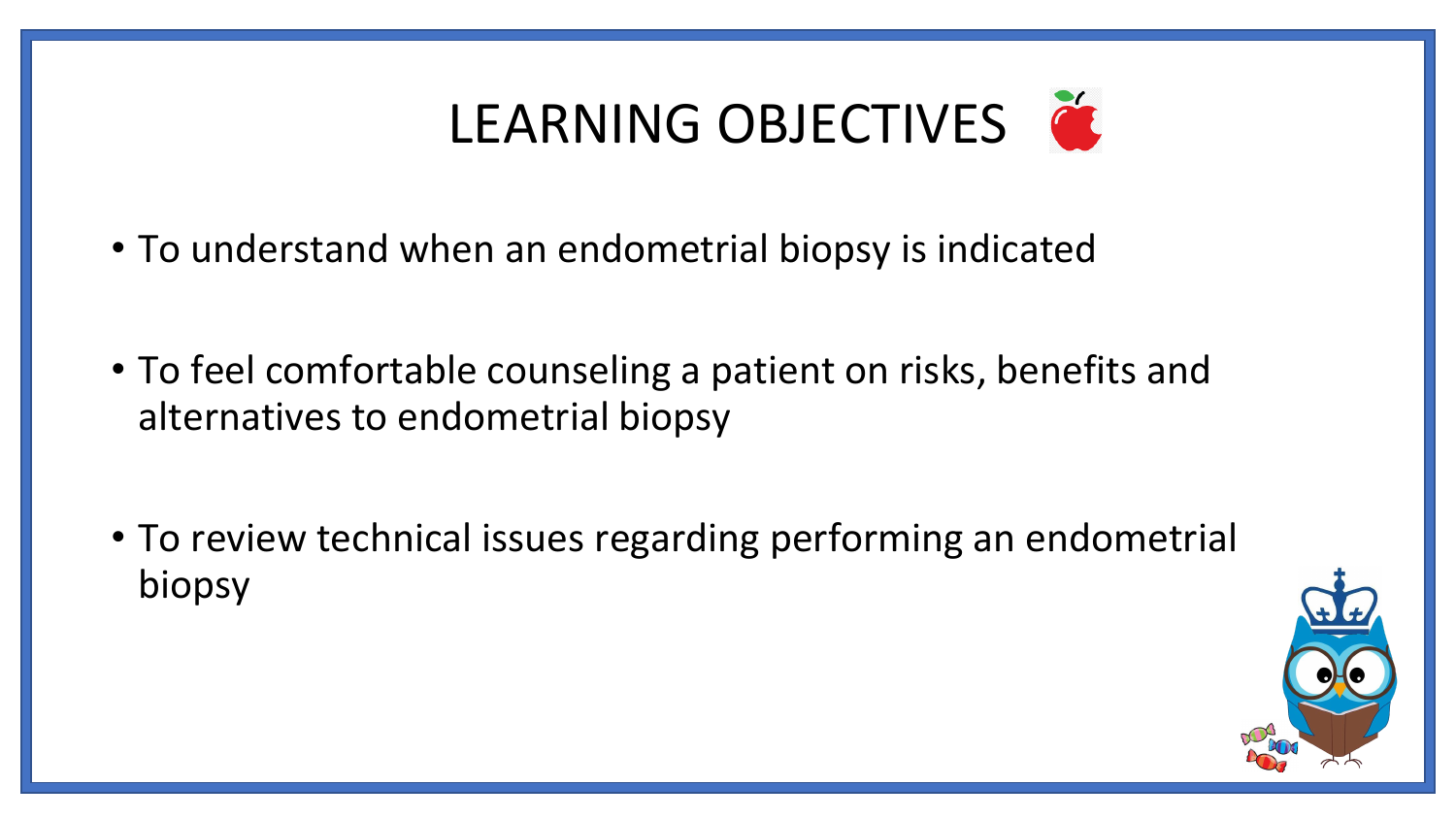# LEARNING OBJECTIVES

- To understand when an endometrial biopsy is indicated
- To feel comfortable counseling a patient on risks, benefits and alternatives to endometrial biopsy
- To review technical issues regarding performing an endometrial biopsy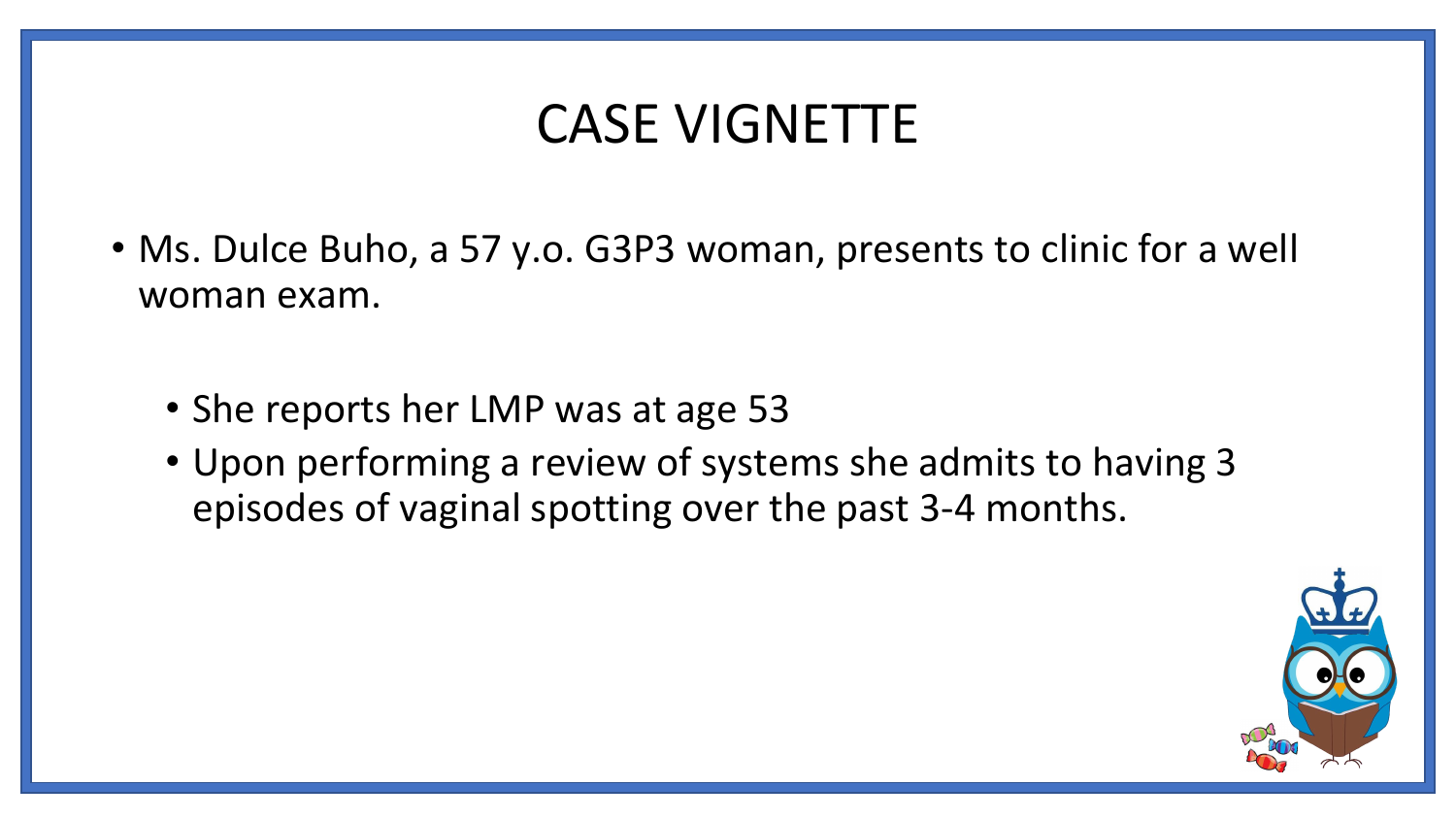# CASE VIGNETTE

- Ms. Dulce Buho, a 57 y.o. G3P3 woman, presents to clinic for a well woman exam.
  - She reports her LMP was at age 53
  - Upon performing a review of systems she admits to having 3 episodes of vaginal spotting over the past 3-4 months.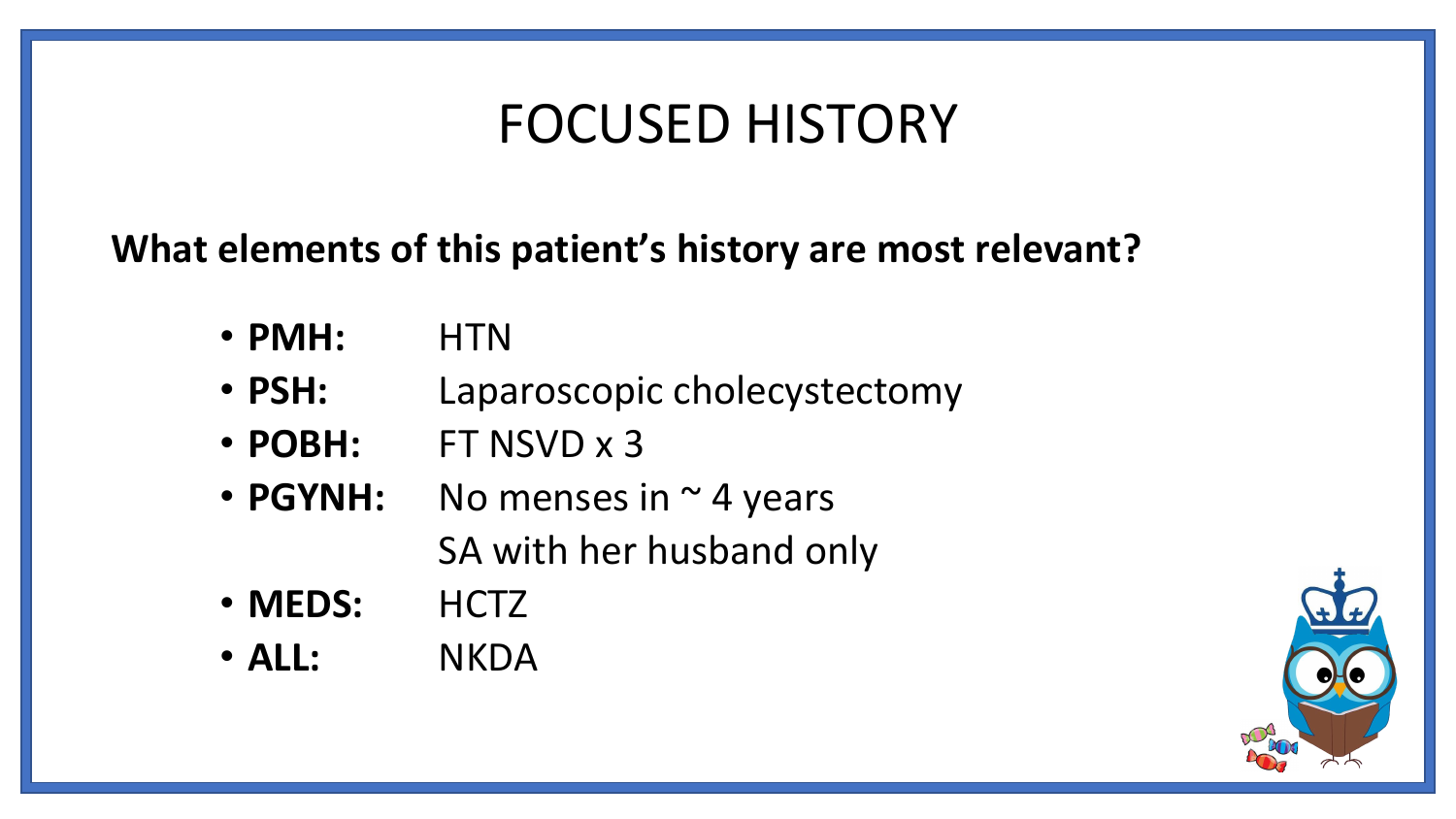# FOCUSED HISTORY

**What elements of this patient's history are most relevant?**

- **PMH:** HTN
- **PSH:** Laparoscopic cholecystectomy
- **POBH:** FT NSVD x 3
- **PGYNH:** No menses in ~ 4 years
  SA with her husband only
- **MEDS:** HCTZ
- **ALL:** NKDA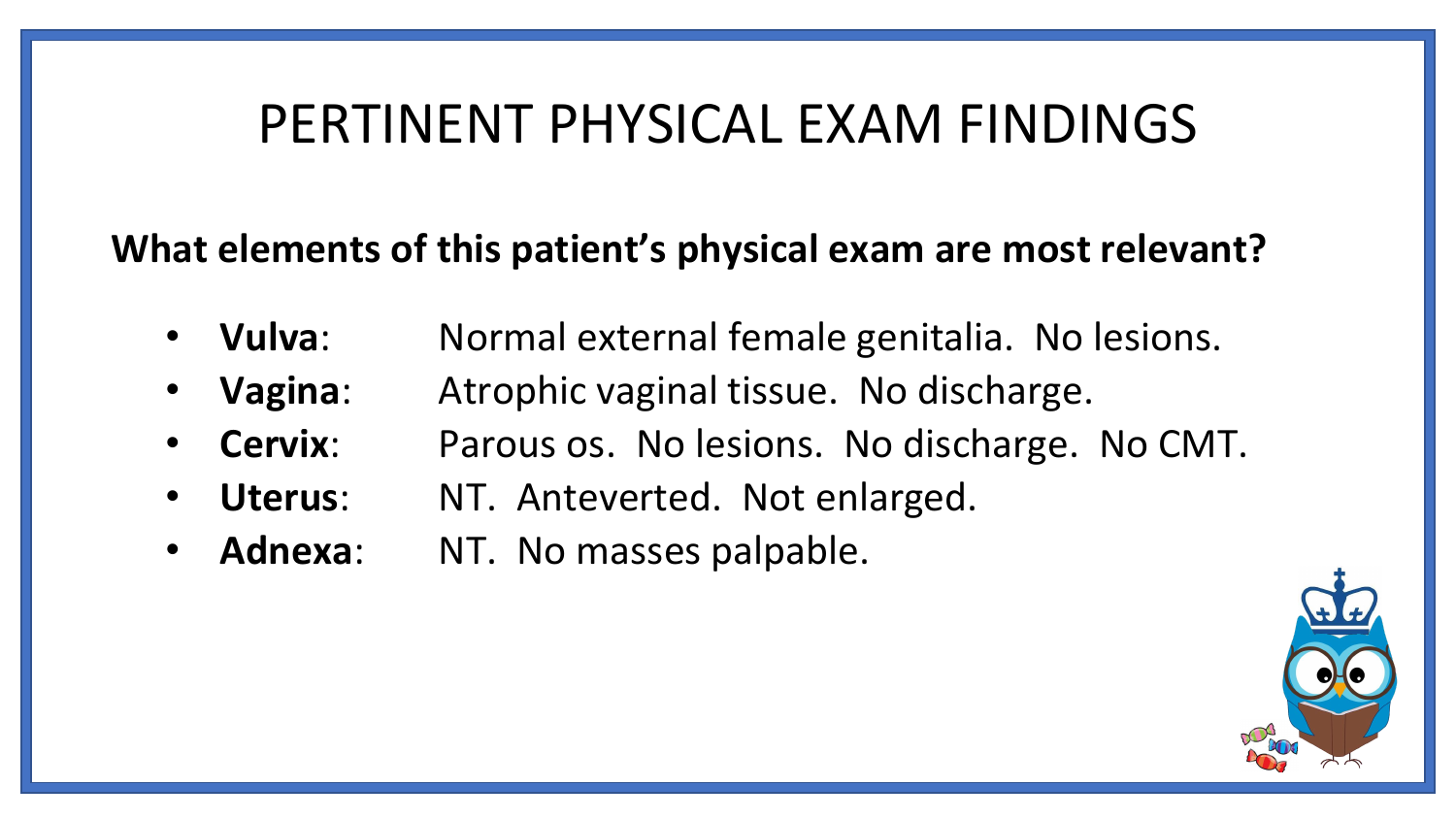# PERTINENT PHYSICAL EXAM FINDINGS

**What elements of this patient's physical exam are most relevant?**

- **Vulva**: Normal external female genitalia. No lesions.
- **Vagina**: Atrophic vaginal tissue. No discharge.
- **Cervix**: Parous os. No lesions. No discharge. No CMT.
- **Uterus**: NT. Anteverted. Not enlarged.
- **Adnexa**: NT. No masses palpable.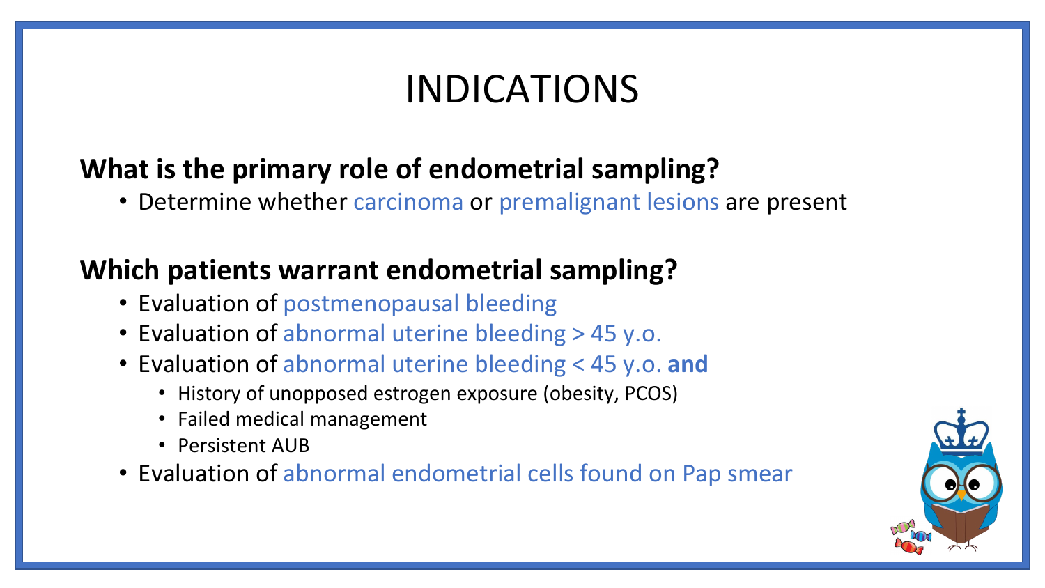# INDICATIONS

## What is the primary role of endometrial sampling?

- Determine whether carcinoma or premalignant lesions are present

## Which patients warrant endometrial sampling?

- Evaluation of postmenopausal bleeding
- Evaluation of abnormal uterine bleeding > 45 y.o.
- Evaluation of abnormal uterine bleeding < 45 y.o. **and**
  - History of unopposed estrogen exposure (obesity, PCOS)
  - Failed medical management
  - Persistent AUB
- Evaluation of abnormal endometrial cells found on Pap smear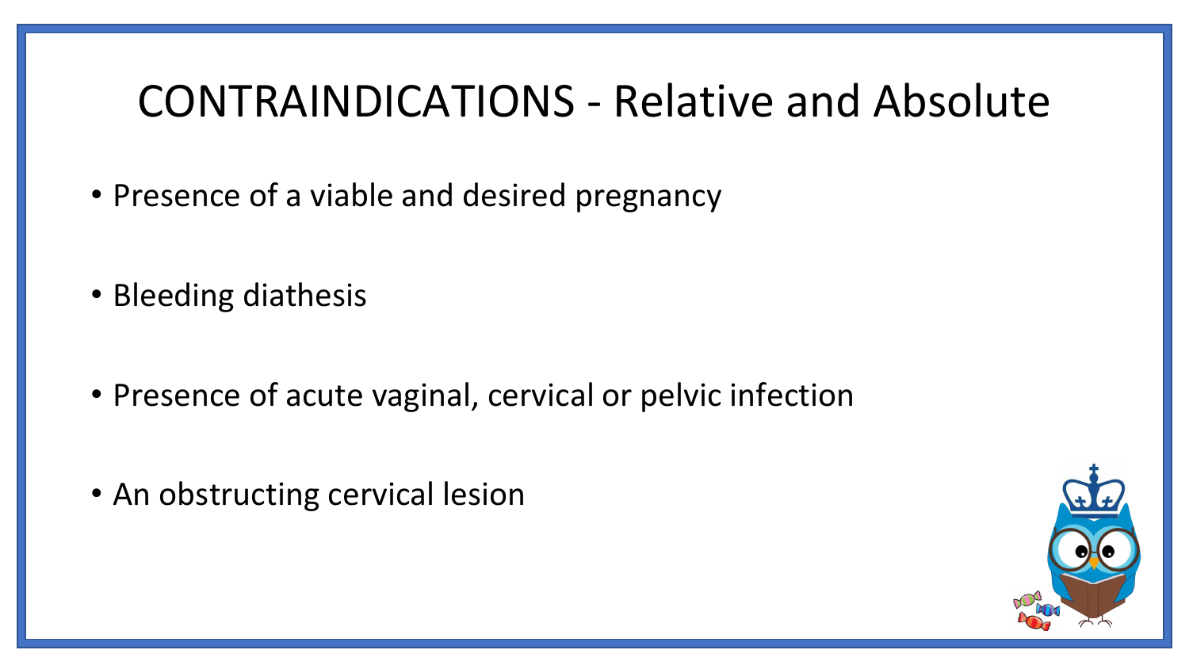# CONTRAINDICATIONS - Relative and Absolute

- Presence of a viable and desired pregnancy
- Bleeding diathesis
- Presence of acute vaginal, cervical or pelvic infection
- An obstructing cervical lesion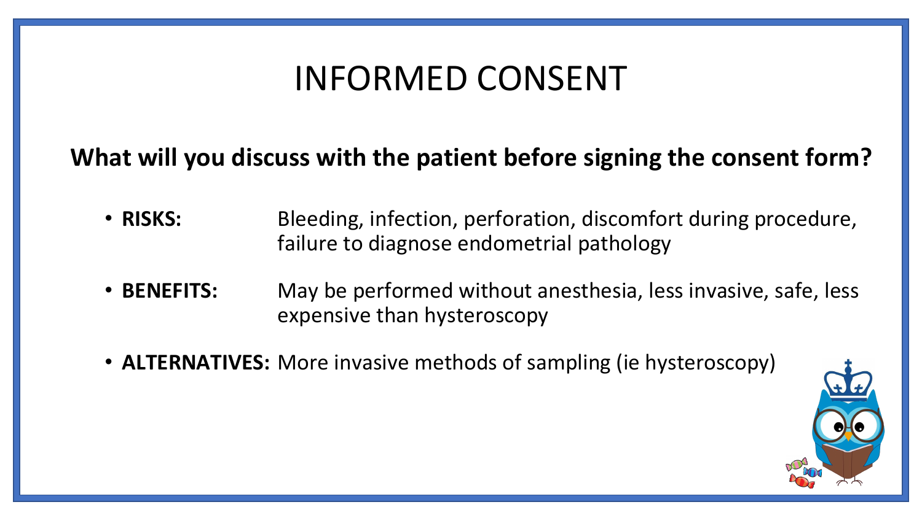# INFORMED CONSENT

**What will you discuss with the patient before signing the consent form?**

- **RISKS:** Bleeding, infection, perforation, discomfort during procedure, failure to diagnose endometrial pathology
- **BENEFITS:** May be performed without anesthesia, less invasive, safe, less expensive than hysteroscopy
- **ALTERNATIVES:** More invasive methods of sampling (ie hysteroscopy)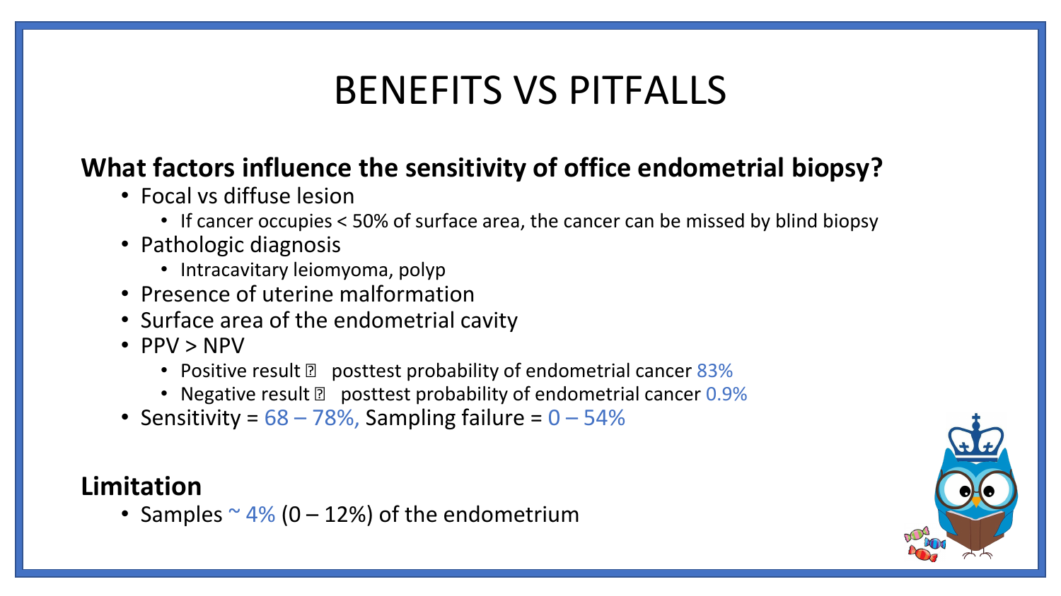# BENEFITS VS PITFALLS

**What factors influence the sensitivity of office endometrial biopsy?**

- Focal vs diffuse lesion
  - If cancer occupies < 50% of surface area, the cancer can be missed by blind biopsy
- Pathologic diagnosis
  - Intracavitary leiomyoma, polyp
- Presence of uterine malformation
- Surface area of the endometrial cavity
- PPV > NPV
  - Positive result → posttest probability of endometrial cancer 83%
  - Negative result → posttest probability of endometrial cancer 0.9%
- Sensitivity = 68 – 78%, Sampling failure = 0 – 54%

**Limitation**

- Samples ~ 4% (0 – 12%) of the endometrium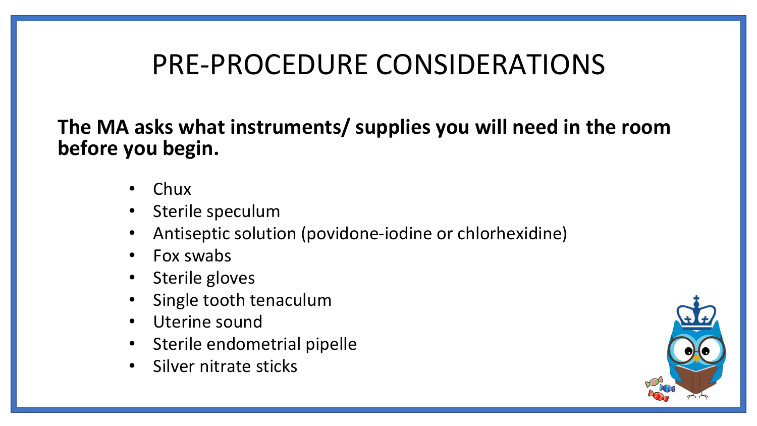# PRE-PROCEDURE CONSIDERATIONS

**The MA asks what instruments/ supplies you will need in the room before you begin.**

- Chux
- Sterile speculum
- Antiseptic solution (povidone-iodine or chlorhexidine)
- Fox swabs
- Sterile gloves
- Single tooth tenaculum
- Uterine sound
- Sterile endometrial pipelle
- Silver nitrate sticks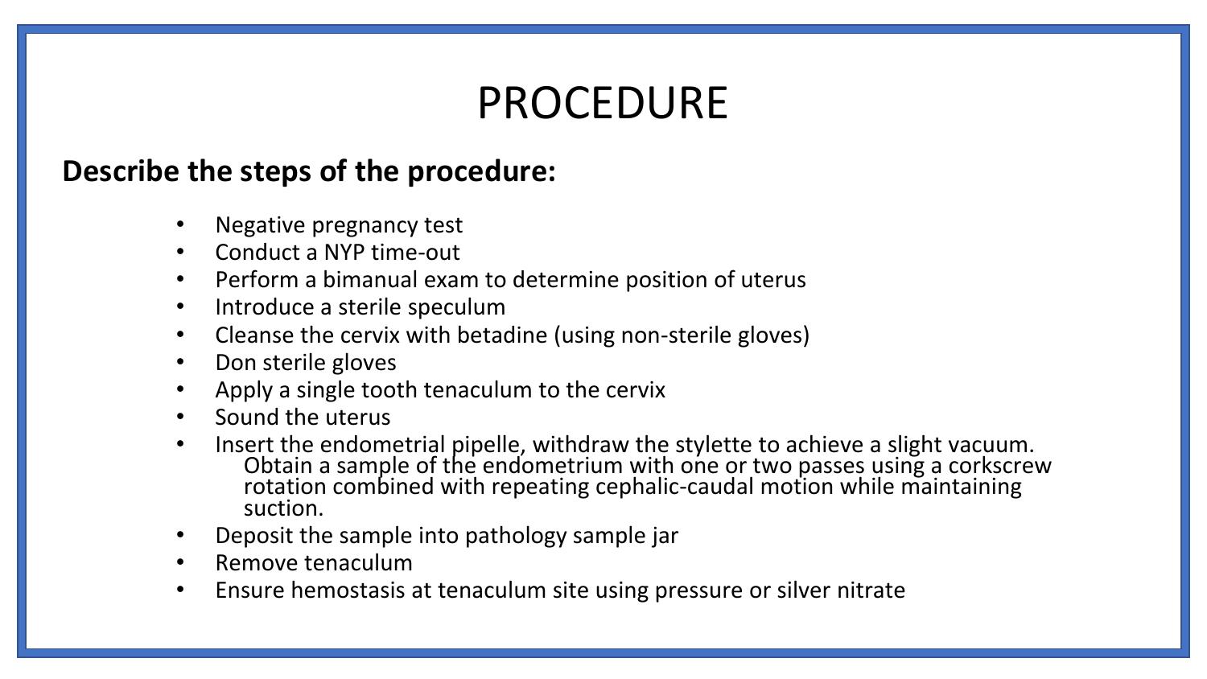# PROCEDURE

**Describe the steps of the procedure:**

- Negative pregnancy test
- Conduct a NYP time-out
- Perform a bimanual exam to determine position of uterus
- Introduce a sterile speculum
- Cleanse the cervix with betadine (using non-sterile gloves)
- Don sterile gloves
- Apply a single tooth tenaculum to the cervix
- Sound the uterus
- Insert the endometrial pipelle, withdraw the stylette to achieve a slight vacuum. Obtain a sample of the endometrium with one or two passes using a corkscrew rotation combined with repeating cephalic-caudal motion while maintaining suction.
- Deposit the sample into pathology sample jar
- Remove tenaculum
- Ensure hemostasis at tenaculum site using pressure or silver nitrate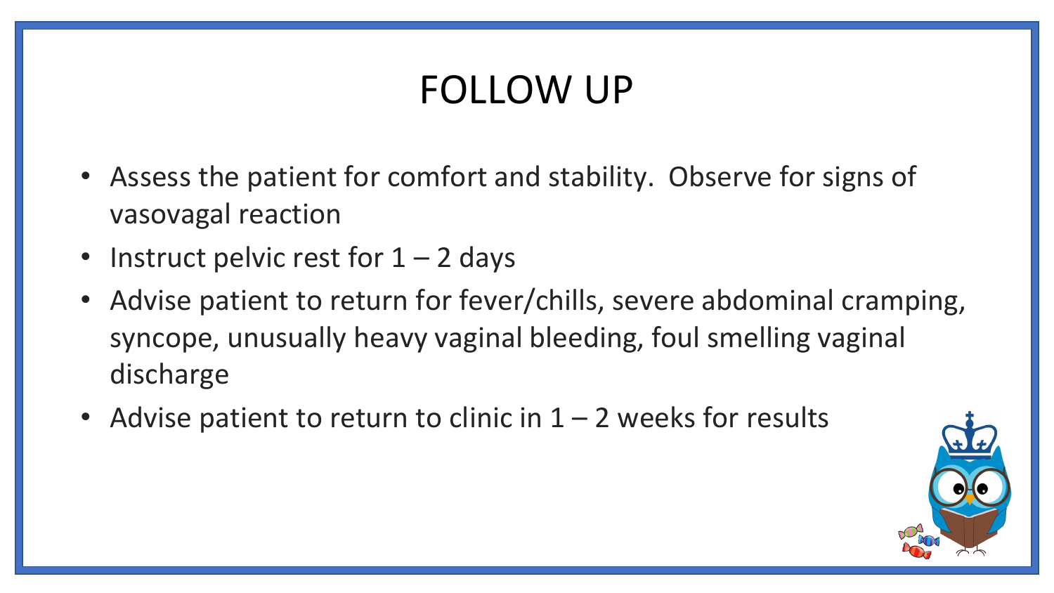# FOLLOW UP

- Assess the patient for comfort and stability. Observe for signs of vasovagal reaction
- Instruct pelvic rest for 1 – 2 days
- Advise patient to return for fever/chills, severe abdominal cramping, syncope, unusually heavy vaginal bleeding, foul smelling vaginal discharge
- Advise patient to return to clinic in 1 – 2 weeks for results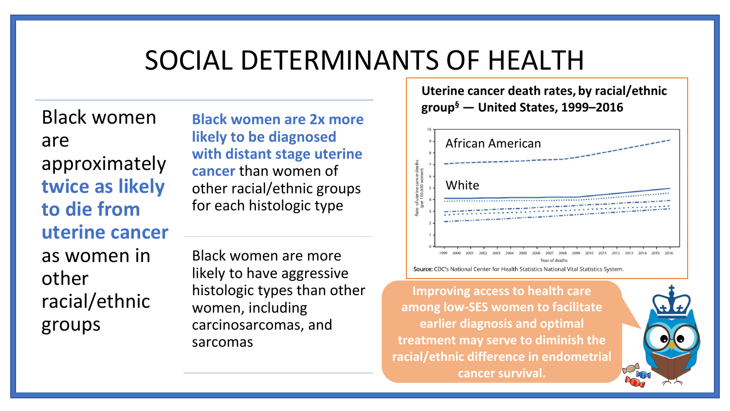# SOCIAL DETERMINANTS OF HEALTH

Black women are approximately **twice as likely to die from uterine cancer** as women in other racial/ethnic groups

**Black women are 2x more likely to be diagnosed with distant stage uterine cancer** than women of other racial/ethnic groups for each histologic type

Black women are more likely to have aggressive histologic types than other women, including carcinosarcomas, and sarcomas

**Uterine cancer death rates, by racial/ethnic group§ — United States, 1999–2016**

African American

White

Rate of uterine cancer deaths (per 100,000 women)

Year of deaths

**Source:** CDC's National Center for Health Statistics National Vital Statistics System.

**Improving access to health care among low-SES women to facilitate earlier diagnosis and optimal treatment may serve to diminish the racial/ethnic difference in endometrial cancer survival.**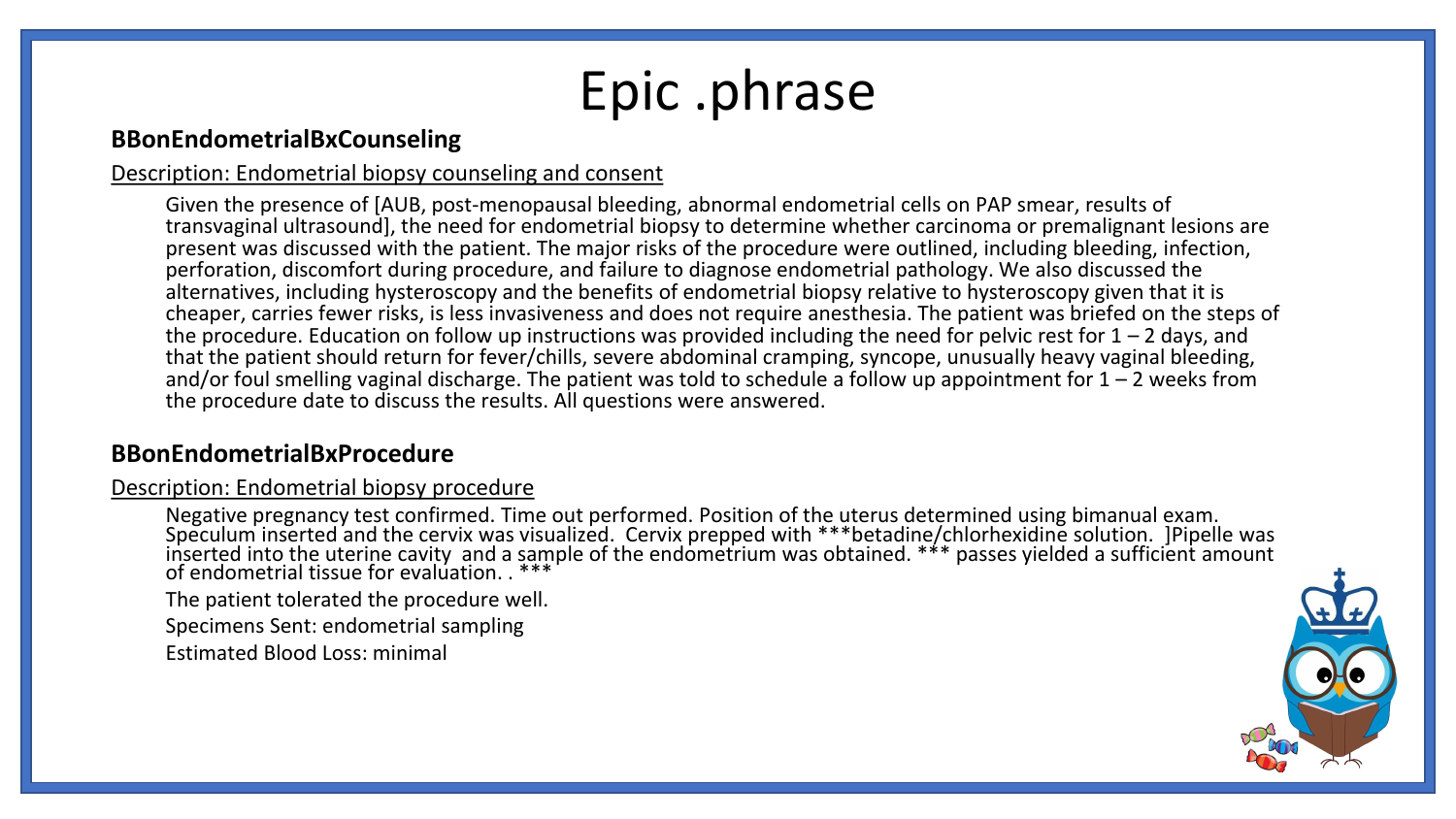# Epic .phrase

**BBonEndometrialBxCounseling**

Description: Endometrial biopsy counseling and consent

Given the presence of [AUB, post-menopausal bleeding, abnormal endometrial cells on PAP smear, results of transvaginal ultrasound], the need for endometrial biopsy to determine whether carcinoma or premalignant lesions are present was discussed with the patient. The major risks of the procedure were outlined, including bleeding, infection, perforation, discomfort during procedure, and failure to diagnose endometrial pathology. We also discussed the alternatives, including hysteroscopy and the benefits of endometrial biopsy relative to hysteroscopy given that it is cheaper, carries fewer risks, is less invasiveness and does not require anesthesia. The patient was briefed on the steps of the procedure. Education on follow up instructions was provided including the need for pelvic rest for 1 – 2 days, and that the patient should return for fever/chills, severe abdominal cramping, syncope, unusually heavy vaginal bleeding, and/or foul smelling vaginal discharge. The patient was told to schedule a follow up appointment for 1 – 2 weeks from the procedure date to discuss the results. All questions were answered.

**BBonEndometrialBxProcedure**

Description: Endometrial biopsy procedure

Negative pregnancy test confirmed. Time out performed. Position of the uterus determined using bimanual exam. Speculum inserted and the cervix was visualized. Cervix prepped with ***betadine/chlorhexidine solution. ]Pipelle was inserted into the uterine cavity and a sample of the endometrium was obtained. *** passes yielded a sufficient amount of endometrial tissue for evaluation. . ***

The patient tolerated the procedure well.

Specimens Sent: endometrial sampling

Estimated Blood Loss: minimal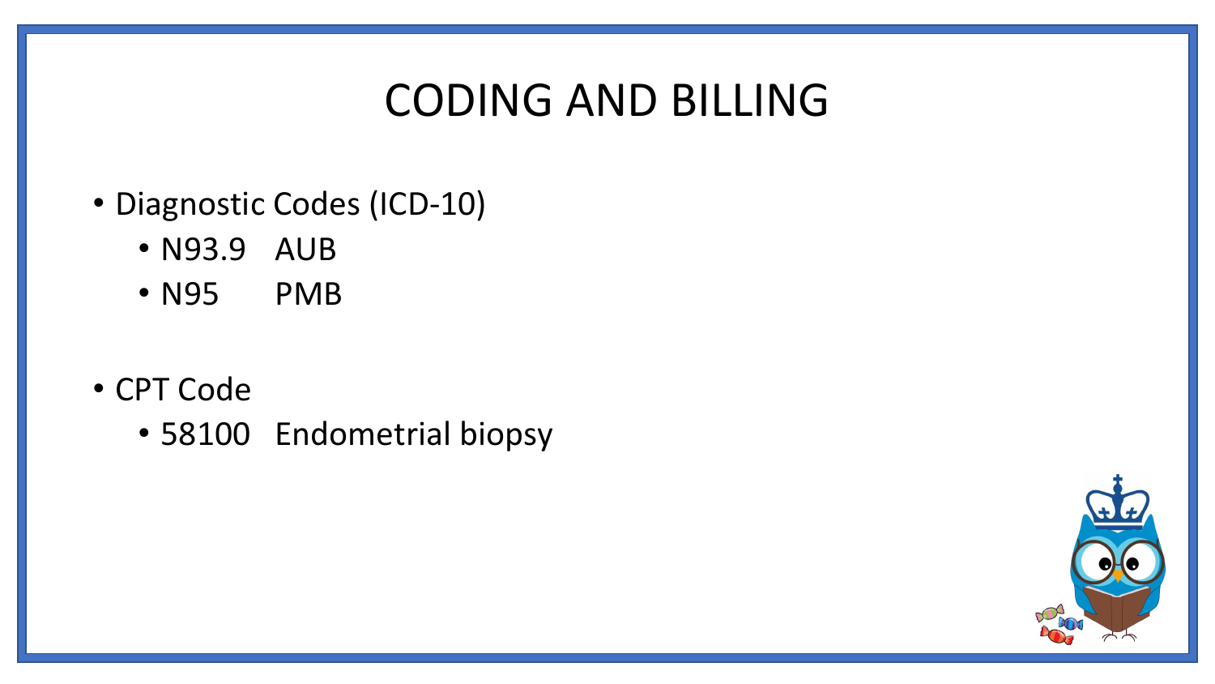# CODING AND BILLING

- Diagnostic Codes (ICD-10)
  - N93.9 AUB
  - N95 PMB

- CPT Code
  - 58100 Endometrial biopsy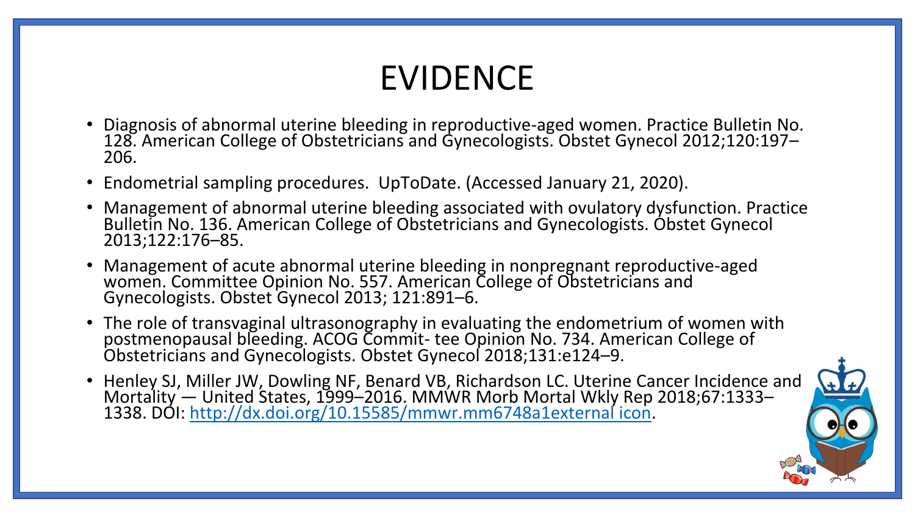# EVIDENCE

- Diagnosis of abnormal uterine bleeding in reproductive-aged women. Practice Bulletin No. 128. American College of Obstetricians and Gynecologists. Obstet Gynecol 2012;120:197–206.
- Endometrial sampling procedures. UpToDate. (Accessed January 21, 2020).
- Management of abnormal uterine bleeding associated with ovulatory dysfunction. Practice Bulletin No. 136. American College of Obstetricians and Gynecologists. Obstet Gynecol 2013;122:176–85.
- Management of acute abnormal uterine bleeding in nonpregnant reproductive-aged women. Committee Opinion No. 557. American College of Obstetricians and Gynecologists. Obstet Gynecol 2013; 121:891–6.
- The role of transvaginal ultrasonography in evaluating the endometrium of women with postmenopausal bleeding. ACOG Commit- tee Opinion No. 734. American College of Obstetricians and Gynecologists. Obstet Gynecol 2018;131:e124–9.
- Henley SJ, Miller JW, Dowling NF, Benard VB, Richardson LC. Uterine Cancer Incidence and Mortality — United States, 1999–2016. MMWR Morb Mortal Wkly Rep 2018;67:1333–1338. DOI: [http://dx.doi.org/10.15585/mmwr.mm6748a1external icon](http://dx.doi.org/10.15585/mmwr.mm6748a1).